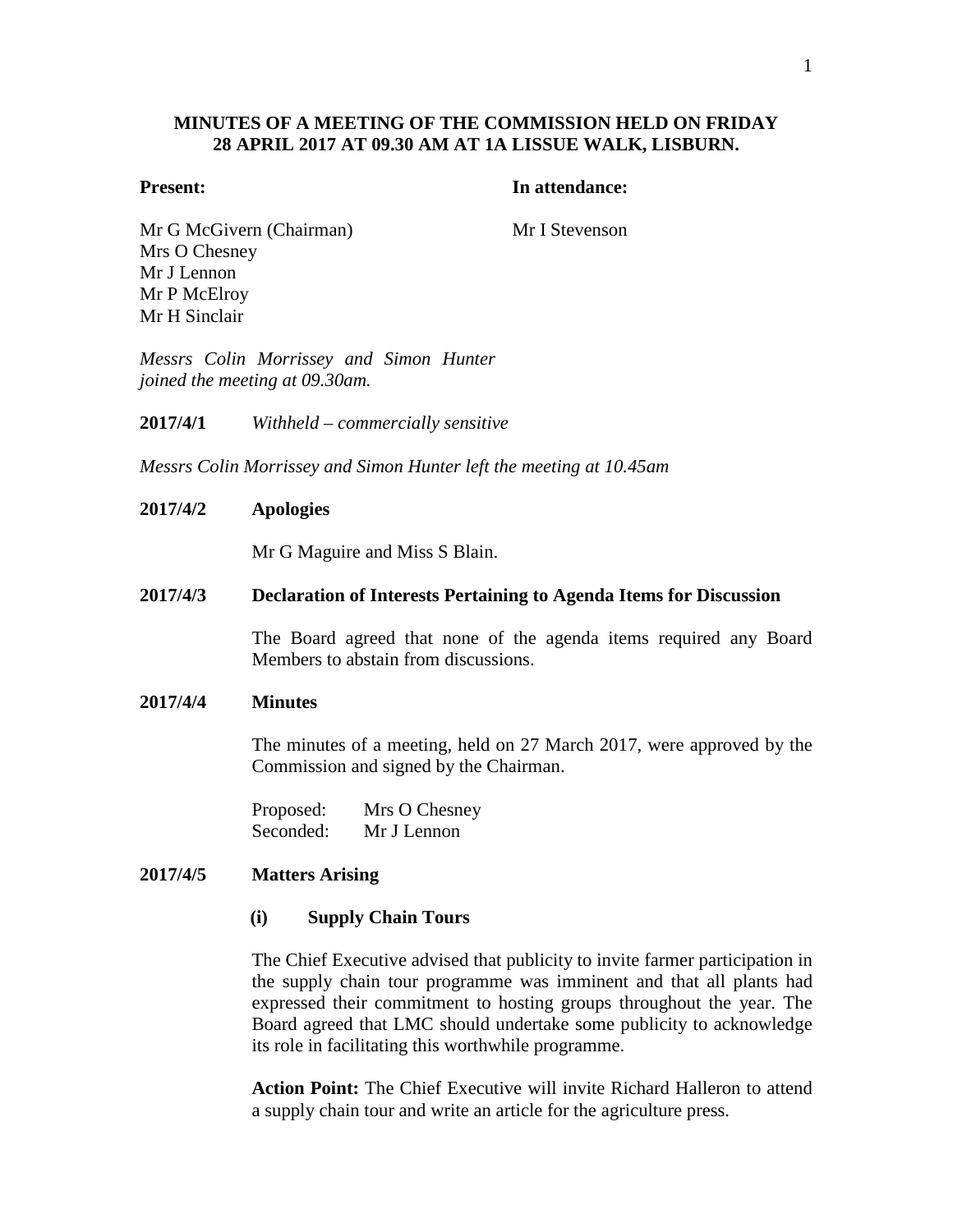**MINUTES OF A MEETING OF THE COMMISSION HELD ON FRIDAY 28 APRIL 2017 AT 09.30 AM AT 1A LISSUE WALK, LISBURN.**

**Present:**

Mr G McGivern (Chairman)
Mrs O Chesney
Mr J Lennon
Mr P McElroy
Mr H Sinclair

**In attendance:**

Mr I Stevenson

*Messrs Colin Morrissey and Simon Hunter joined the meeting at 09.30am.*

**2017/4/1** *Withheld – commercially sensitive*

*Messrs Colin Morrissey and Simon Hunter left the meeting at 10.45am*

**2017/4/2 Apologies**

Mr G Maguire and Miss S Blain.

**2017/4/3 Declaration of Interests Pertaining to Agenda Items for Discussion**

The Board agreed that none of the agenda items required any Board Members to abstain from discussions.

**2017/4/4 Minutes**

The minutes of a meeting, held on 27 March 2017, were approved by the Commission and signed by the Chairman.

Proposed: Mrs O Chesney
Seconded: Mr J Lennon

**2017/4/5 Matters Arising**

**(i) Supply Chain Tours**

The Chief Executive advised that publicity to invite farmer participation in the supply chain tour programme was imminent and that all plants had expressed their commitment to hosting groups throughout the year. The Board agreed that LMC should undertake some publicity to acknowledge its role in facilitating this worthwhile programme.

**Action Point:** The Chief Executive will invite Richard Halleron to attend a supply chain tour and write an article for the agriculture press.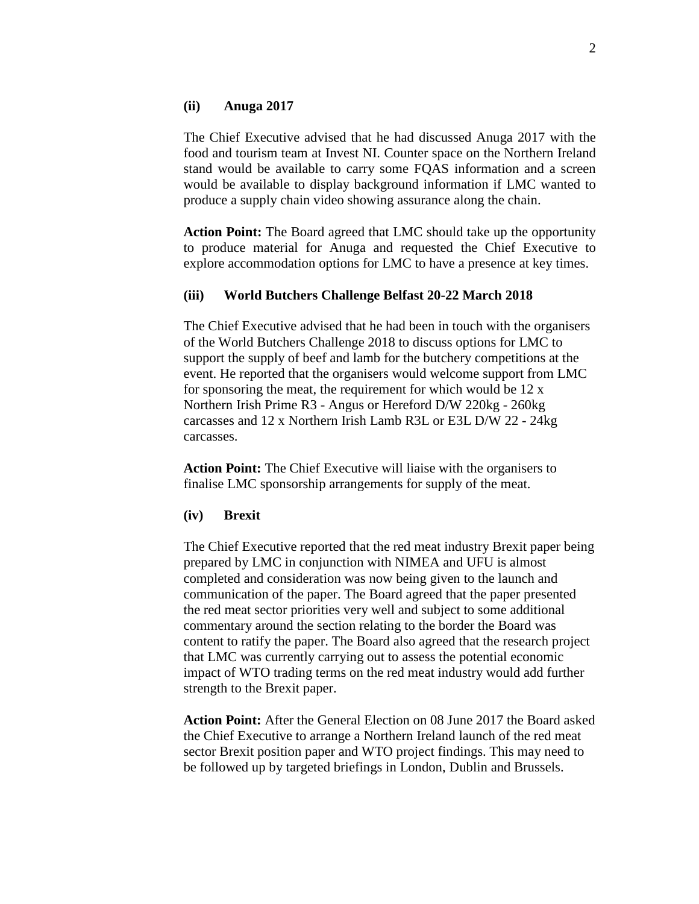### (ii) Anuga 2017

The Chief Executive advised that he had discussed Anuga 2017 with the food and tourism team at Invest NI. Counter space on the Northern Ireland stand would be available to carry some FQAS information and a screen would be available to display background information if LMC wanted to produce a supply chain video showing assurance along the chain.

**Action Point:** The Board agreed that LMC should take up the opportunity to produce material for Anuga and requested the Chief Executive to explore accommodation options for LMC to have a presence at key times.

### (iii) World Butchers Challenge Belfast 20-22 March 2018

The Chief Executive advised that he had been in touch with the organisers of the World Butchers Challenge 2018 to discuss options for LMC to support the supply of beef and lamb for the butchery competitions at the event. He reported that the organisers would welcome support from LMC for sponsoring the meat, the requirement for which would be 12 x Northern Irish Prime R3 - Angus or Hereford D/W 220kg - 260kg carcasses and 12 x Northern Irish Lamb R3L or E3L D/W 22 - 24kg carcasses.

**Action Point:** The Chief Executive will liaise with the organisers to finalise LMC sponsorship arrangements for supply of the meat.

### (iv) Brexit

The Chief Executive reported that the red meat industry Brexit paper being prepared by LMC in conjunction with NIMEA and UFU is almost completed and consideration was now being given to the launch and communication of the paper. The Board agreed that the paper presented the red meat sector priorities very well and subject to some additional commentary around the section relating to the border the Board was content to ratify the paper. The Board also agreed that the research project that LMC was currently carrying out to assess the potential economic impact of WTO trading terms on the red meat industry would add further strength to the Brexit paper.

**Action Point:** After the General Election on 08 June 2017 the Board asked the Chief Executive to arrange a Northern Ireland launch of the red meat sector Brexit position paper and WTO project findings. This may need to be followed up by targeted briefings in London, Dublin and Brussels.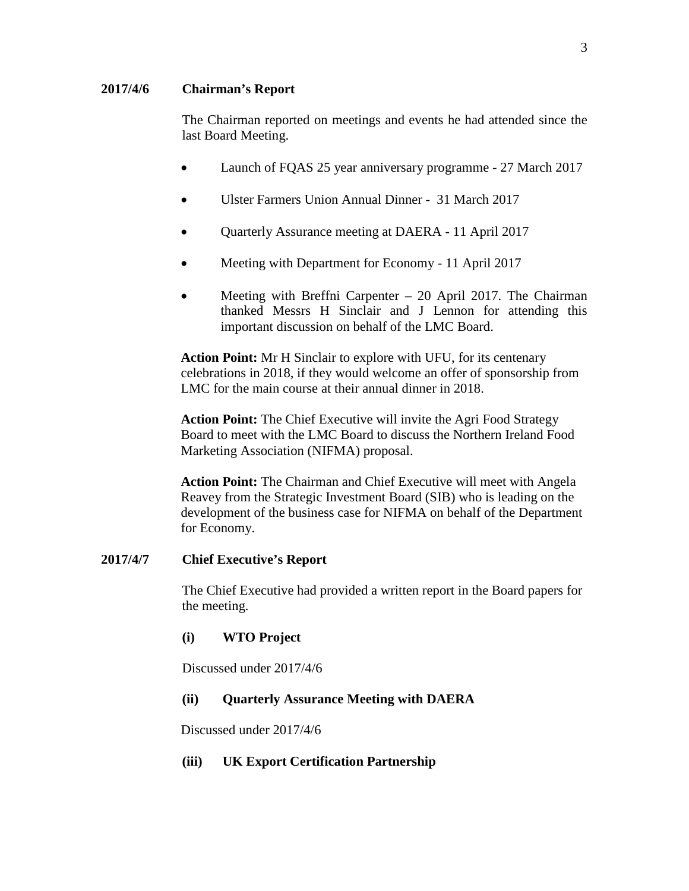**2017/4/6 Chairman's Report**

The Chairman reported on meetings and events he had attended since the last Board Meeting.

- Launch of FQAS 25 year anniversary programme - 27 March 2017
- Ulster Farmers Union Annual Dinner - 31 March 2017
- Quarterly Assurance meeting at DAERA - 11 April 2017
- Meeting with Department for Economy - 11 April 2017
- Meeting with Breffni Carpenter – 20 April 2017. The Chairman thanked Messrs H Sinclair and J Lennon for attending this important discussion on behalf of the LMC Board.

**Action Point:** Mr H Sinclair to explore with UFU, for its centenary celebrations in 2018, if they would welcome an offer of sponsorship from LMC for the main course at their annual dinner in 2018.

**Action Point:** The Chief Executive will invite the Agri Food Strategy Board to meet with the LMC Board to discuss the Northern Ireland Food Marketing Association (NIFMA) proposal.

**Action Point:** The Chairman and Chief Executive will meet with Angela Reavey from the Strategic Investment Board (SIB) who is leading on the development of the business case for NIFMA on behalf of the Department for Economy.

**2017/4/7 Chief Executive's Report**

The Chief Executive had provided a written report in the Board papers for the meeting.

**(i) WTO Project**

Discussed under 2017/4/6

**(ii) Quarterly Assurance Meeting with DAERA**

Discussed under 2017/4/6

**(iii) UK Export Certification Partnership**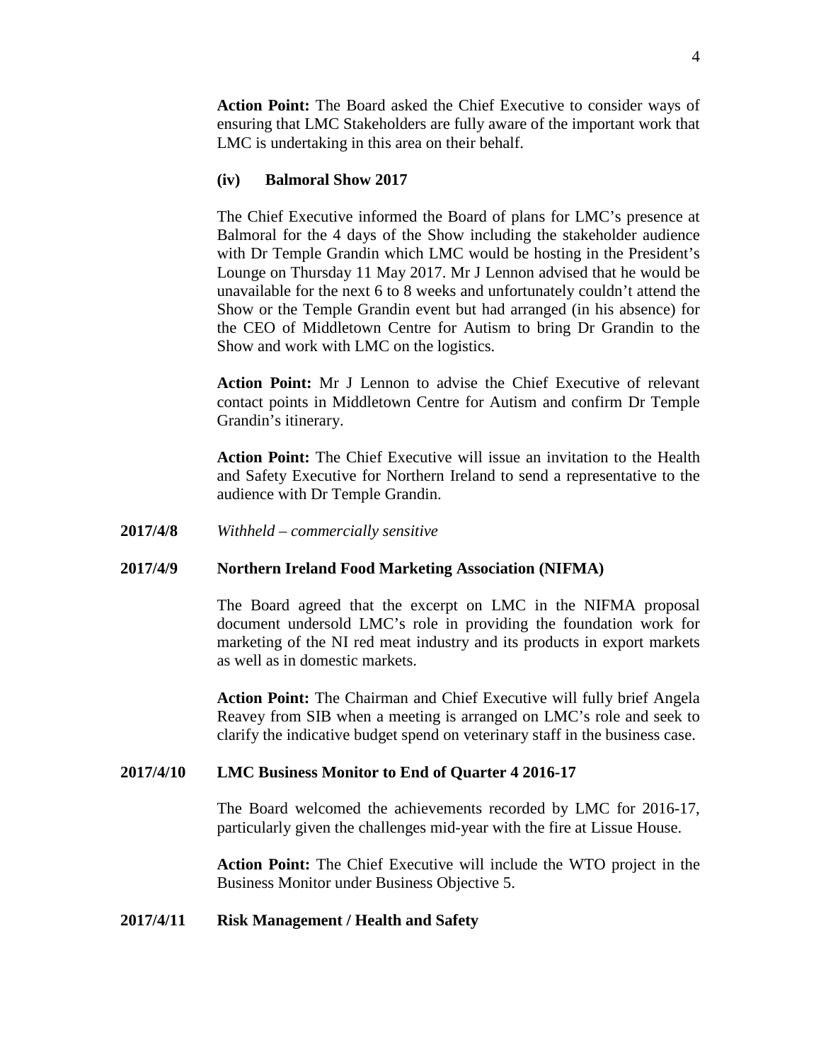**Action Point:** The Board asked the Chief Executive to consider ways of ensuring that LMC Stakeholders are fully aware of the important work that LMC is undertaking in this area on their behalf.

**(iv) Balmoral Show 2017**

The Chief Executive informed the Board of plans for LMC's presence at Balmoral for the 4 days of the Show including the stakeholder audience with Dr Temple Grandin which LMC would be hosting in the President's Lounge on Thursday 11 May 2017. Mr J Lennon advised that he would be unavailable for the next 6 to 8 weeks and unfortunately couldn't attend the Show or the Temple Grandin event but had arranged (in his absence) for the CEO of Middletown Centre for Autism to bring Dr Grandin to the Show and work with LMC on the logistics.

**Action Point:** Mr J Lennon to advise the Chief Executive of relevant contact points in Middletown Centre for Autism and confirm Dr Temple Grandin's itinerary.

**Action Point:** The Chief Executive will issue an invitation to the Health and Safety Executive for Northern Ireland to send a representative to the audience with Dr Temple Grandin.

**2017/4/8** *Withheld – commercially sensitive*

**2017/4/9 Northern Ireland Food Marketing Association (NIFMA)**

The Board agreed that the excerpt on LMC in the NIFMA proposal document undersold LMC's role in providing the foundation work for marketing of the NI red meat industry and its products in export markets as well as in domestic markets.

**Action Point:** The Chairman and Chief Executive will fully brief Angela Reavey from SIB when a meeting is arranged on LMC's role and seek to clarify the indicative budget spend on veterinary staff in the business case.

**2017/4/10 LMC Business Monitor to End of Quarter 4 2016-17**

The Board welcomed the achievements recorded by LMC for 2016-17, particularly given the challenges mid-year with the fire at Lissue House.

**Action Point:** The Chief Executive will include the WTO project in the Business Monitor under Business Objective 5.

**2017/4/11 Risk Management / Health and Safety**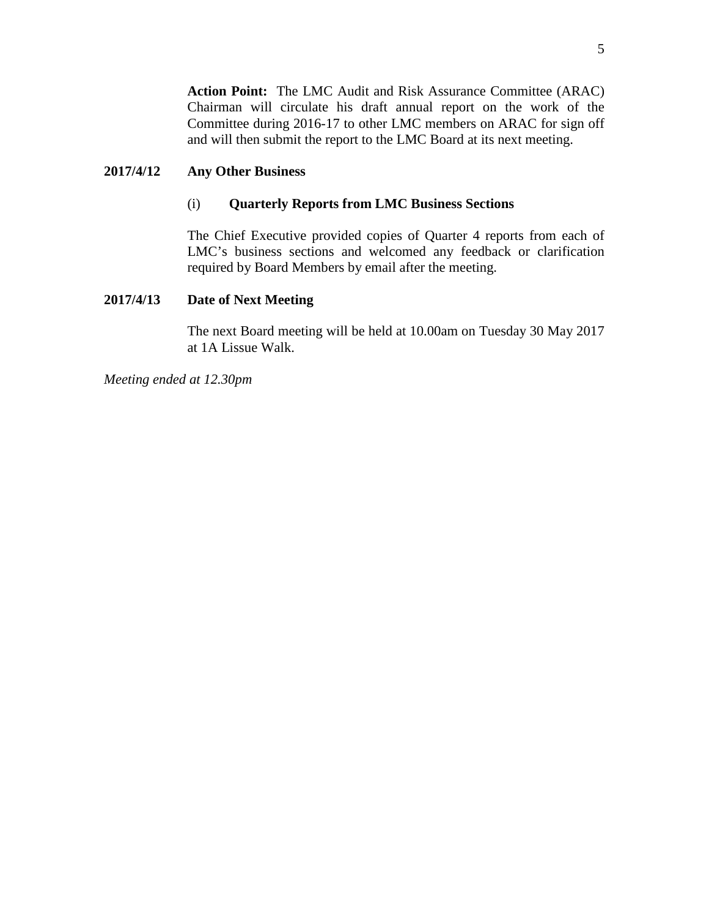**Action Point:** The LMC Audit and Risk Assurance Committee (ARAC) Chairman will circulate his draft annual report on the work of the Committee during 2016-17 to other LMC members on ARAC for sign off and will then submit the report to the LMC Board at its next meeting.

**2017/4/12 Any Other Business**

(i) **Quarterly Reports from LMC Business Sections**

The Chief Executive provided copies of Quarter 4 reports from each of LMC's business sections and welcomed any feedback or clarification required by Board Members by email after the meeting.

**2017/4/13 Date of Next Meeting**

The next Board meeting will be held at 10.00am on Tuesday 30 May 2017 at 1A Lissue Walk.

*Meeting ended at 12.30pm*